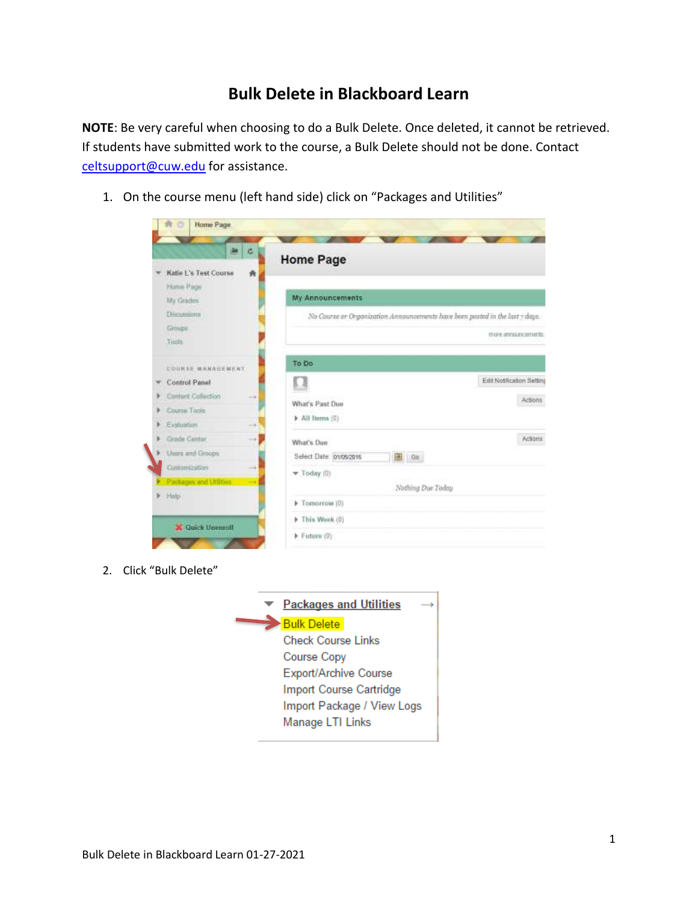# Bulk Delete in Blackboard Learn

**NOTE**: Be very careful when choosing to do a Bulk Delete. Once deleted, it cannot be retrieved. If students have submitted work to the course, a Bulk Delete should not be done. Contact celtsupport@cuw.edu for assistance.

1. On the course menu (left hand side) click on "Packages and Utilities"

2. Click "Bulk Delete"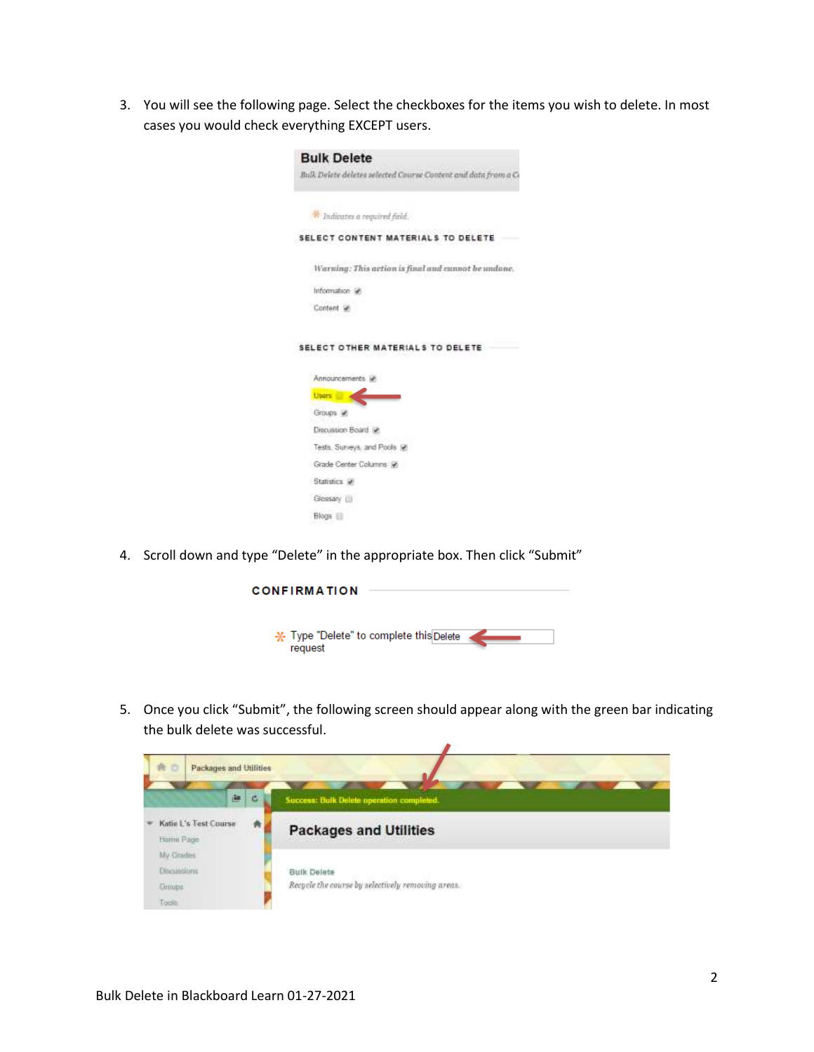3. You will see the following page. Select the checkboxes for the items you wish to delete. In most cases you would check everything EXCEPT users.

4. Scroll down and type "Delete" in the appropriate box. Then click "Submit"

5. Once you click "Submit", the following screen should appear along with the green bar indicating the bulk delete was successful.

Bulk Delete in Blackboard Learn 01-27-2021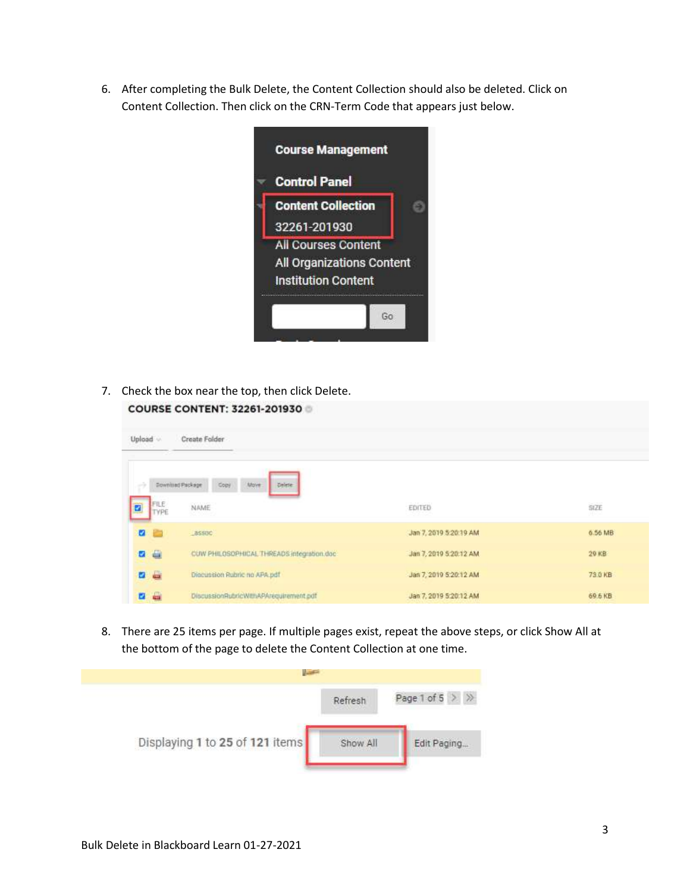6. After completing the Bulk Delete, the Content Collection should also be deleted. Click on Content Collection. Then click on the CRN-Term Code that appears just below.

7. Check the box near the top, then click Delete.

8. There are 25 items per page. If multiple pages exist, repeat the above steps, or click Show All at the bottom of the page to delete the Content Collection at one time.